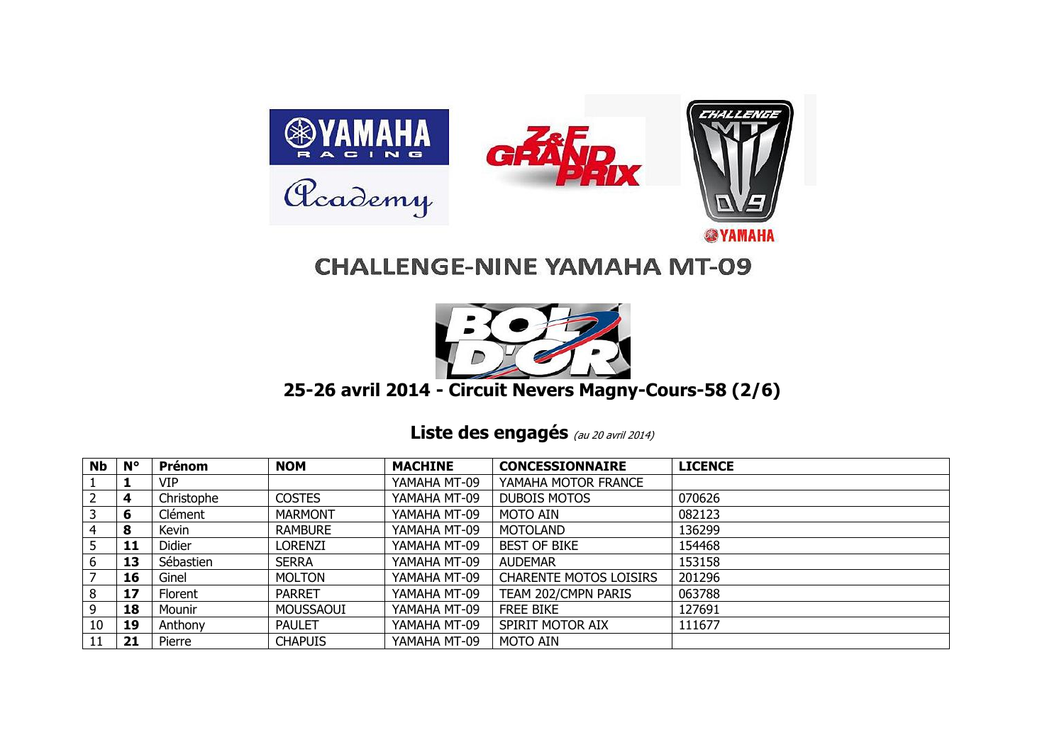# CHALLENGE-NINE YAMAHA MT-09

## 25-26 avril 2014 - Circuit Nevers Magny-Cours-58 (2/6)

### Liste des engagés *(au 20 avril 2014)*

| Nb | N° | Prénom | NOM | MACHINE | CONCESSIONNAIRE | LICENCE |
|---|---|---|---|---|---|---|
| 1 | **1** | VIP | | YAMAHA MT-09 | YAMAHA MOTOR FRANCE | |
| 2 | **4** | Christophe | COSTES | YAMAHA MT-09 | DUBOIS MOTOS | 070626 |
| 3 | **6** | Clément | MARMONT | YAMAHA MT-09 | MOTO AIN | 082123 |
| 4 | **8** | Kevin | RAMBURE | YAMAHA MT-09 | MOTOLAND | 136299 |
| 5 | **11** | Didier | LORENZI | YAMAHA MT-09 | BEST OF BIKE | 154468 |
| 6 | **13** | Sébastien | SERRA | YAMAHA MT-09 | AUDEMAR | 153158 |
| 7 | **16** | Ginel | MOLTON | YAMAHA MT-09 | CHARENTE MOTOS LOISIRS | 201296 |
| 8 | **17** | Florent | PARRET | YAMAHA MT-09 | TEAM 202/CMPN PARIS | 063788 |
| 9 | **18** | Mounir | MOUSSAOUI | YAMAHA MT-09 | FREE BIKE | 127691 |
| 10 | **19** | Anthony | PAULET | YAMAHA MT-09 | SPIRIT MOTOR AIX | 111677 |
| 11 | **21** | Pierre | CHAPUIS | YAMAHA MT-09 | MOTO AIN | |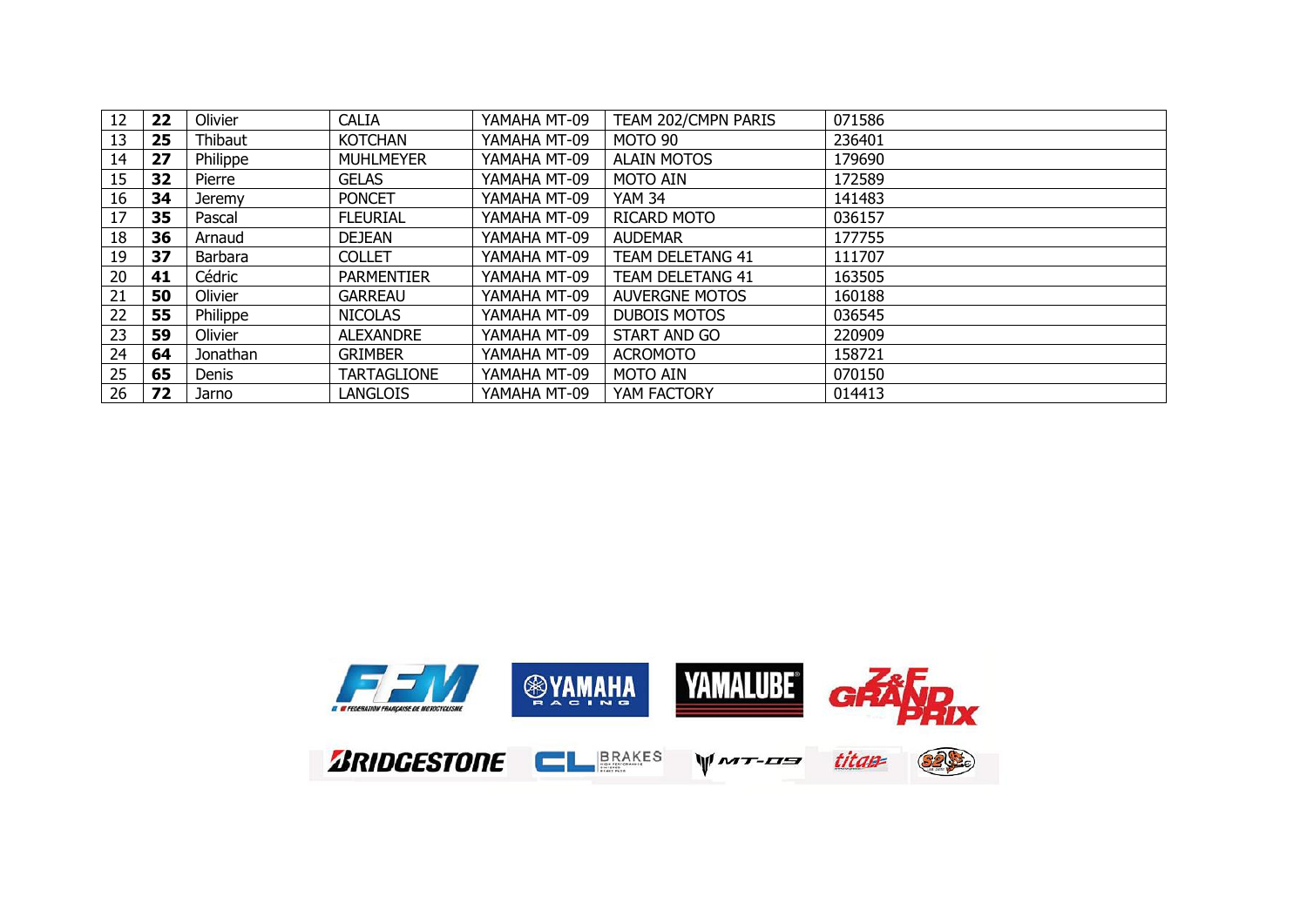| | | | | | | |
|---|---|---|---|---|---|---|
| 12 | **22** | Olivier | CALIA | YAMAHA MT-09 | TEAM 202/CMPN PARIS | 071586 |
| 13 | **25** | Thibaut | KOTCHAN | YAMAHA MT-09 | MOTO 90 | 236401 |
| 14 | **27** | Philippe | MUHLMEYER | YAMAHA MT-09 | ALAIN MOTOS | 179690 |
| 15 | **32** | Pierre | GELAS | YAMAHA MT-09 | MOTO AIN | 172589 |
| 16 | **34** | Jeremy | PONCET | YAMAHA MT-09 | YAM 34 | 141483 |
| 17 | **35** | Pascal | FLEURIAL | YAMAHA MT-09 | RICARD MOTO | 036157 |
| 18 | **36** | Arnaud | DEJEAN | YAMAHA MT-09 | AUDEMAR | 177755 |
| 19 | **37** | Barbara | COLLET | YAMAHA MT-09 | TEAM DELETANG 41 | 111707 |
| 20 | **41** | Cédric | PARMENTIER | YAMAHA MT-09 | TEAM DELETANG 41 | 163505 |
| 21 | **50** | Olivier | GARREAU | YAMAHA MT-09 | AUVERGNE MOTOS | 160188 |
| 22 | **55** | Philippe | NICOLAS | YAMAHA MT-09 | DUBOIS MOTOS | 036545 |
| 23 | **59** | Olivier | ALEXANDRE | YAMAHA MT-09 | START AND GO | 220909 |
| 24 | **64** | Jonathan | GRIMBER | YAMAHA MT-09 | ACROMOTO | 158721 |
| 25 | **65** | Denis | TARTAGLIONE | YAMAHA MT-09 | MOTO AIN | 070150 |
| 26 | **72** | Jarno | LANGLOIS | YAMAHA MT-09 | YAM FACTORY | 014413 |